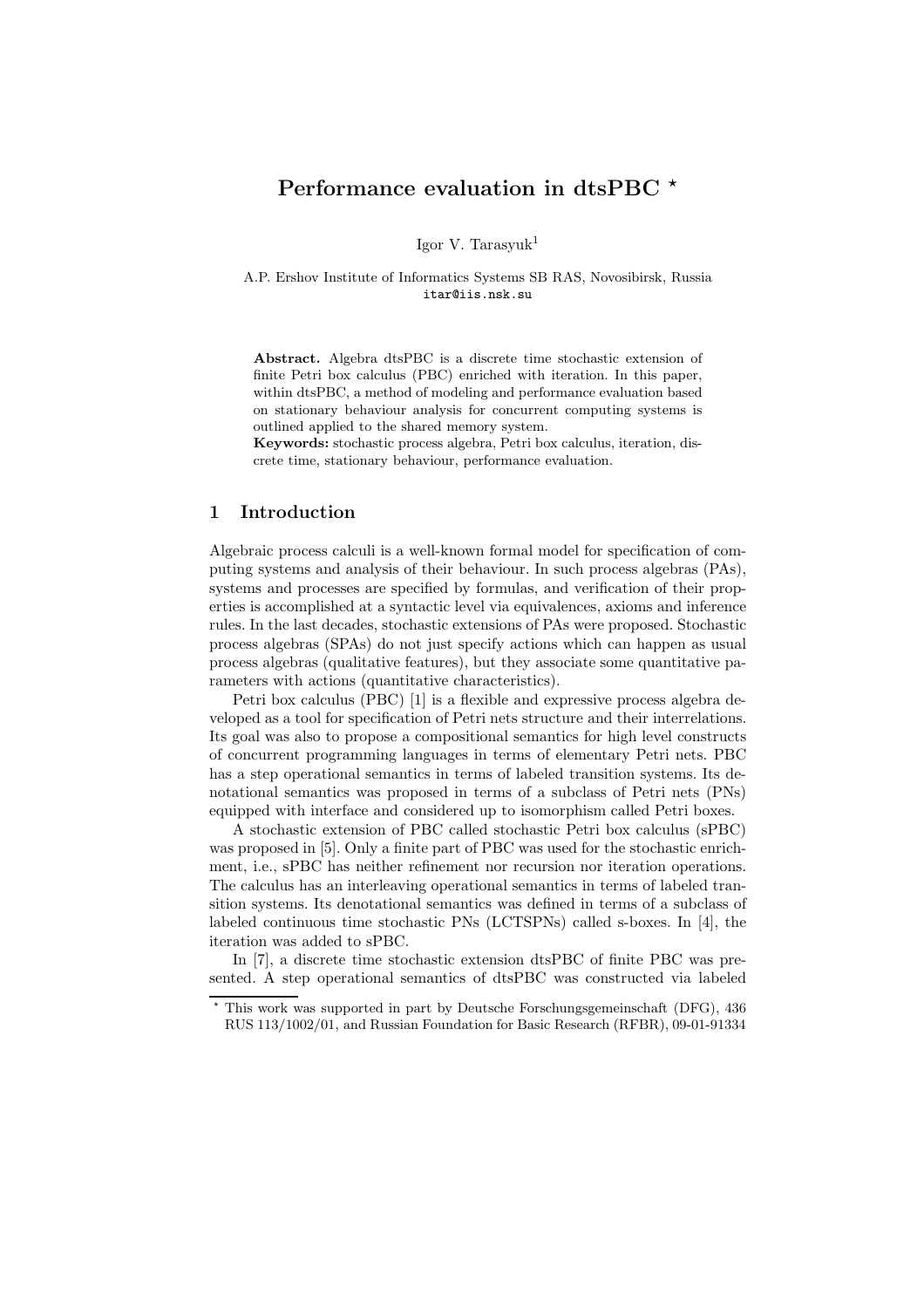# Performance evaluation in dtsPBC *

Igor V. Tarasyuk[1]

A.P. Ershov Institute of Informatics Systems SB RAS, Novosibirsk, Russia
itar@iis.nsk.su

**Abstract.** Algebra dtsPBC is a discrete time stochastic extension of finite Petri box calculus (PBC) enriched with iteration. In this paper, within dtsPBC, a method of modeling and performance evaluation based on stationary behaviour analysis for concurrent computing systems is outlined applied to the shared memory system.

**Keywords:** stochastic process algebra, Petri box calculus, iteration, discrete time, stationary behaviour, performance evaluation.

## 1 Introduction

Algebraic process calculi is a well-known formal model for specification of computing systems and analysis of their behaviour. In such process algebras (PAs), systems and processes are specified by formulas, and verification of their properties is accomplished at a syntactic level via equivalences, axioms and inference rules. In the last decades, stochastic extensions of PAs were proposed. Stochastic process algebras (SPAs) do not just specify actions which can happen as usual process algebras (qualitative features), but they associate some quantitative parameters with actions (quantitative characteristics).

Petri box calculus (PBC) [1] is a flexible and expressive process algebra developed as a tool for specification of Petri nets structure and their interrelations. Its goal was also to propose a compositional semantics for high level constructs of concurrent programming languages in terms of elementary Petri nets. PBC has a step operational semantics in terms of labeled transition systems. Its denotational semantics was proposed in terms of a subclass of Petri nets (PNs) equipped with interface and considered up to isomorphism called Petri boxes.

A stochastic extension of PBC called stochastic Petri box calculus (sPBC) was proposed in [5]. Only a finite part of PBC was used for the stochastic enrichment, i.e., sPBC has neither refinement nor recursion nor iteration operations. The calculus has an interleaving operational semantics in terms of labeled transition systems. Its denotational semantics was defined in terms of a subclass of labeled continuous time stochastic PNs (LCTSPNs) called s-boxes. In [4], the iteration was added to sPBC.

In [7], a discrete time stochastic extension dtsPBC of finite PBC was presented. A step operational semantics of dtsPBC was constructed via labeled

* This work was supported in part by Deutsche Forschungsgemeinschaft (DFG), 436 RUS 113/1002/01, and Russian Foundation for Basic Research (RFBR), 09-01-91334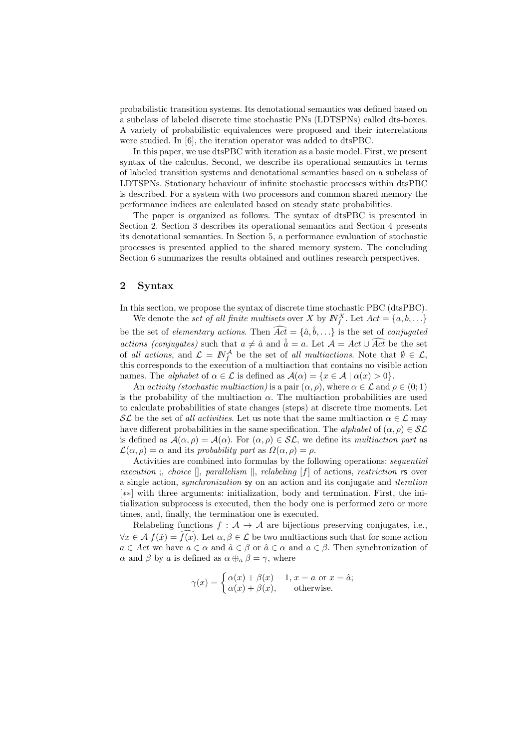probabilistic transition systems. Its denotational semantics was defined based on a subclass of labeled discrete time stochastic PNs (LDTSPNs) called dts-boxes. A variety of probabilistic equivalences were proposed and their interrelations were studied. In [6], the iteration operator was added to dtsPBC.

In this paper, we use dtsPBC with iteration as a basic model. First, we present syntax of the calculus. Second, we describe its operational semantics in terms of labeled transition systems and denotational semantics based on a subclass of LDTSPNs. Stationary behaviour of infinite stochastic processes within dtsPBC is described. For a system with two processors and common shared memory the performance indices are calculated based on steady state probabilities.

The paper is organized as follows. The syntax of dtsPBC is presented in Section 2. Section 3 describes its operational semantics and Section 4 presents its denotational semantics. In Section 5, a performance evaluation of stochastic processes is presented applied to the shared memory system. The concluding Section 6 summarizes the results obtained and outlines research perspectives.

## 2 Syntax

In this section, we propose the syntax of discrete time stochastic PBC (dtsPBC).

We denote the *set of all finite multisets* over $X$ by $I\!N_f^X$. Let $Act = \{a, b, \ldots\}$ be the set of *elementary actions*. Then $\widehat{Act} = \{\hat{a}, \hat{b}, \ldots\}$ is the set of *conjugated actions (conjugates)* such that $a \neq \hat{a}$ and $\hat{\hat{a}} = a$. Let $\mathcal{A} = Act \cup \widehat{Act}$ be the set of *all actions*, and $\mathcal{L} = I\!N_f^{\mathcal{A}}$ be the set of *all multiactions*. Note that $\emptyset \in \mathcal{L}$, this corresponds to the execution of a multiaction that contains no visible action names. The *alphabet* of $\alpha \in \mathcal{L}$ is defined as $\mathcal{A}(\alpha) = \{x \in \mathcal{A} \mid \alpha(x) > 0\}$.

An *activity (stochastic multiaction)* is a pair $(\alpha, \rho)$, where $\alpha \in \mathcal{L}$ and $\rho \in (0; 1)$ is the probability of the multiaction $\alpha$. The multiaction probabilities are used to calculate probabilities of state changes (steps) at discrete time moments. Let $\mathcal{SL}$ be the set of *all activities*. Let us note that the same multiaction $\alpha \in \mathcal{L}$ may have different probabilities in the same specification. The *alphabet* of $(\alpha, \rho) \in \mathcal{SL}$ is defined as $\mathcal{A}(\alpha, \rho) = \mathcal{A}(\alpha)$. For $(\alpha, \rho) \in \mathcal{SL}$, we define its *multiaction part* as $\mathcal{L}(\alpha, \rho) = \alpha$ and its *probability part* as $\Omega(\alpha, \rho) = \rho$.

Activities are combined into formulas by the following operations: *sequential execution* ;, *choice* [], *parallelism* $\|$, *relabeling* $[f]$ of actions, *restriction* $\mathsf{rs}$ over a single action, *synchronization* $\mathsf{sy}$ on an action and its conjugate and *iteration* $[**]$ with three arguments: initialization, body and termination. First, the initialization subprocess is executed, then the body one is performed zero or more times, and, finally, the termination one is executed.

Relabeling functions $f : \mathcal{A} \to \mathcal{A}$ are bijections preserving conjugates, i.e., $\forall x \in \mathcal{A}\ f(\hat{x}) = \widehat{f(x)}$. Let $\alpha, \beta \in \mathcal{L}$ be two multiactions such that for some action $a \in Act$ we have $a \in \alpha$ and $\hat{a} \in \beta$ or $\hat{a} \in \alpha$ and $a \in \beta$. Then synchronization of $\alpha$ and $\beta$ by $a$ is defined as $\alpha \oplus_a \beta = \gamma$, where

$$\gamma(x) = \begin{cases} \alpha(x) + \beta(x) - 1, & x = a \text{ or } x = \hat{a}; \\ \alpha(x) + \beta(x), & \text{otherwise.} \end{cases}$$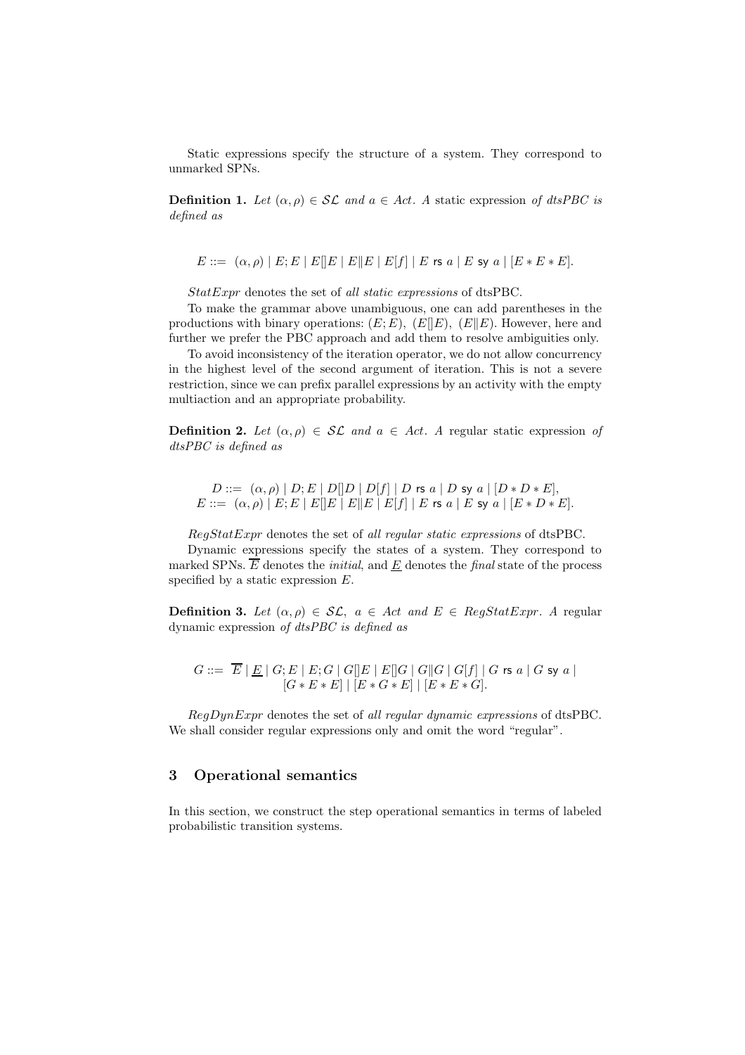Static expressions specify the structure of a system. They correspond to unmarked SPNs.

**Definition 1.** *Let $(\alpha, \rho) \in \mathcal{SL}$ and $a \in Act$. A* static expression *of dtsPBC is defined as*

$$E ::= \ (\alpha, \rho) \mid E; E \mid E[]E \mid E\|E \mid E[f] \mid E \ \mathsf{rs} \ a \mid E \ \mathsf{sy} \ a \mid [E * E * E].$$

*StatExpr* denotes the set of *all static expressions* of dtsPBC.

To make the grammar above unambiguous, one can add parentheses in the productions with binary operations: $(E; E)$, $(E[]E)$, $(E\|E)$. However, here and further we prefer the PBC approach and add them to resolve ambiguities only.

To avoid inconsistency of the iteration operator, we do not allow concurrency in the highest level of the second argument of iteration. This is not a severe restriction, since we can prefix parallel expressions by an activity with the empty multiaction and an appropriate probability.

**Definition 2.** *Let $(\alpha, \rho) \in \mathcal{SL}$ and $a \in Act$. A* regular static expression *of dtsPBC is defined as*

$$D ::= \ (\alpha, \rho) \mid D; E \mid D[]D \mid D[f] \mid D \ \mathsf{rs} \ a \mid D \ \mathsf{sy} \ a \mid [D * D * E],$$
$$E ::= \ (\alpha, \rho) \mid E; E \mid E[]E \mid E\|E \mid E[f] \mid E \ \mathsf{rs} \ a \mid E \ \mathsf{sy} \ a \mid [E * D * E].$$

*RegStatExpr* denotes the set of *all regular static expressions* of dtsPBC.

Dynamic expressions specify the states of a system. They correspond to marked SPNs. $\overline{E}$ denotes the *initial*, and $\underline{E}$ denotes the *final* state of the process specified by a static expression $E$.

**Definition 3.** *Let $(\alpha, \rho) \in \mathcal{SL}$, $a \in Act$ and $E \in RegStatExpr$. A* regular dynamic expression *of dtsPBC is defined as*

$$G ::= \ \overline{E} \mid \underline{E} \mid G; E \mid E; G \mid G[]E \mid E[]G \mid G\|G \mid G[f] \mid G \ \mathsf{rs} \ a \mid G \ \mathsf{sy} \ a \mid [G * E * E] \mid [E * G * E] \mid [E * E * G].$$

*RegDynExpr* denotes the set of *all regular dynamic expressions* of dtsPBC. We shall consider regular expressions only and omit the word "regular".

## 3 Operational semantics

In this section, we construct the step operational semantics in terms of labeled probabilistic transition systems.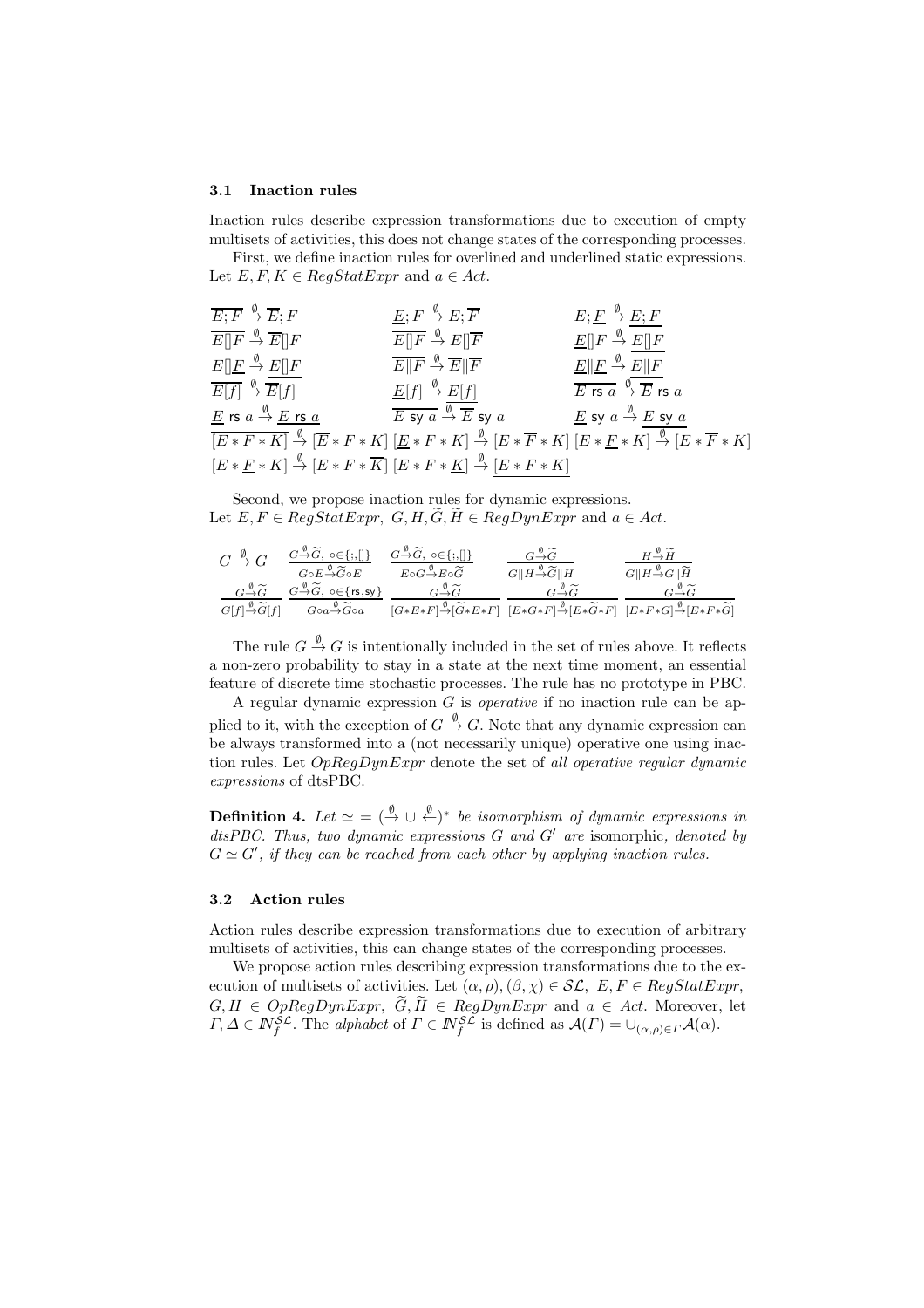### 3.1 Inaction rules

Inaction rules describe expression transformations due to execution of empty multisets of activities, this does not change states of the corresponding processes.

First, we define inaction rules for overlined and underlined static expressions. Let $E, F, K \in RegStatExpr$ and $a \in Act$.

$$
\begin{array}{lll}
\overline{E;F} \stackrel{\emptyset}{\rightarrow} \overline{E};F & \underline{E};F \stackrel{\emptyset}{\rightarrow} E;\overline{F} & E;\underline{F} \stackrel{\emptyset}{\rightarrow} \underline{E;F} \\
\overline{E[]F} \stackrel{\emptyset}{\rightarrow} \overline{E}[]F & \overline{E[]F} \stackrel{\emptyset}{\rightarrow} E[]\overline{F} & \underline{E}[]F \stackrel{\emptyset}{\rightarrow} \underline{E[]F} \\
E[]\underline{F} \stackrel{\emptyset}{\rightarrow} \underline{E[]F} & \overline{E\|F} \stackrel{\emptyset}{\rightarrow} \overline{E}\|\overline{F} & \underline{E}\|\underline{F} \stackrel{\emptyset}{\rightarrow} \underline{E\|F} \\
\overline{E[f]} \stackrel{\emptyset}{\rightarrow} \overline{E}[f] & \underline{E}[f] \stackrel{\emptyset}{\rightarrow} \underline{E[f]} & \overline{E \text{ rs } a} \stackrel{\emptyset}{\rightarrow} \overline{E} \text{ rs } a \\
\underline{E} \text{ rs } a \stackrel{\emptyset}{\rightarrow} \underline{E \text{ rs } a} & \overline{E \text{ sy } a} \stackrel{\emptyset}{\rightarrow} \overline{E} \text{ sy } a & \underline{E} \text{ sy } a \stackrel{\emptyset}{\rightarrow} \underline{E \text{ sy } a}
\end{array}
$$

$$
\overline{[E*F*K]} \stackrel{\emptyset}{\rightarrow} [\overline{E}*F*K] \quad [\underline{E}*F*K] \stackrel{\emptyset}{\rightarrow} [E*\overline{F}*K] \quad [E*\underline{F}*K] \stackrel{\emptyset}{\rightarrow} [E*\overline{F}*K]
$$

$$
[E*\underline{F}*K] \stackrel{\emptyset}{\rightarrow} [E*F*\overline{K}] \quad [E*F*\underline{K}] \stackrel{\emptyset}{\rightarrow} \underline{[E*F*K]}
$$

Second, we propose inaction rules for dynamic expressions. Let $E, F \in RegStatExpr$, $G, H, \widetilde{G}, \widetilde{H} \in RegDynExpr$ and $a \in Act$.

$$
G \stackrel{\emptyset}{\rightarrow} G \quad \frac{G \stackrel{\emptyset}{\rightarrow} \widetilde{G},\ \circ \in \{;,[]\}}{G \circ E \stackrel{\emptyset}{\rightarrow} \widetilde{G} \circ E} \quad \frac{G \stackrel{\emptyset}{\rightarrow} \widetilde{G},\ \circ \in \{;,[]\}}{E \circ G \stackrel{\emptyset}{\rightarrow} E \circ \widetilde{G}} \quad \frac{G \stackrel{\emptyset}{\rightarrow} \widetilde{G}}{G\|H \stackrel{\emptyset}{\rightarrow} \widetilde{G}\|H} \quad \frac{H \stackrel{\emptyset}{\rightarrow} \widetilde{H}}{G\|H \stackrel{\emptyset}{\rightarrow} G\|\widetilde{H}}
$$

$$
\frac{G \stackrel{\emptyset}{\rightarrow} \widetilde{G}}{G[f] \stackrel{\emptyset}{\rightarrow} \widetilde{G}[f]} \quad \frac{G \stackrel{\emptyset}{\rightarrow} \widetilde{G},\ \circ \in \{\text{rs}, \text{sy}\}}{G \circ a \stackrel{\emptyset}{\rightarrow} \widetilde{G} \circ a} \quad \frac{G \stackrel{\emptyset}{\rightarrow} \widetilde{G}}{[G*E*F] \stackrel{\emptyset}{\rightarrow} [\widetilde{G}*E*F]} \quad \frac{G \stackrel{\emptyset}{\rightarrow} \widetilde{G}}{[E*G*F] \stackrel{\emptyset}{\rightarrow} [E*\widetilde{G}*F]} \quad \frac{G \stackrel{\emptyset}{\rightarrow} \widetilde{G}}{[E*F*G] \stackrel{\emptyset}{\rightarrow} [E*F*\widetilde{G}]}
$$

The rule $G \stackrel{\emptyset}{\rightarrow} G$ is intentionally included in the set of rules above. It reflects a non-zero probability to stay in a state at the next time moment, an essential feature of discrete time stochastic processes. The rule has no prototype in PBC.

A regular dynamic expression $G$ is *operative* if no inaction rule can be applied to it, with the exception of $G \stackrel{\emptyset}{\rightarrow} G$. Note that any dynamic expression can be always transformed into a (not necessarily unique) operative one using inaction rules. Let $OpRegDynExpr$ denote the set of *all operative regular dynamic expressions* of dtsPBC.

**Definition 4.** *Let $\simeq = (\stackrel{\emptyset}{\rightarrow} \cup \stackrel{\emptyset}{\leftarrow})^*$ be isomorphism of dynamic expressions in dtsPBC. Thus, two dynamic expressions $G$ and $G'$ are* isomorphic*, denoted by $G \simeq G'$, if they can be reached from each other by applying inaction rules.*

### 3.2 Action rules

Action rules describe expression transformations due to execution of arbitrary multisets of activities, this can change states of the corresponding processes.

We propose action rules describing expression transformations due to the execution of multisets of activities. Let $(\alpha, \rho), (\beta, \chi) \in \mathcal{SL}$, $E, F \in RegStatExpr$, $G, H \in OpRegDynExpr$, $\widetilde{G}, \widetilde{H} \in RegDynExpr$ and $a \in Act$. Moreover, let $\Gamma, \Delta \in \mathbb{N}_f^{\mathcal{SL}}$. The *alphabet* of $\Gamma \in \mathbb{N}_f^{\mathcal{SL}}$ is defined as $\mathcal{A}(\Gamma) = \cup_{(\alpha,\rho)\in\Gamma} \mathcal{A}(\alpha)$.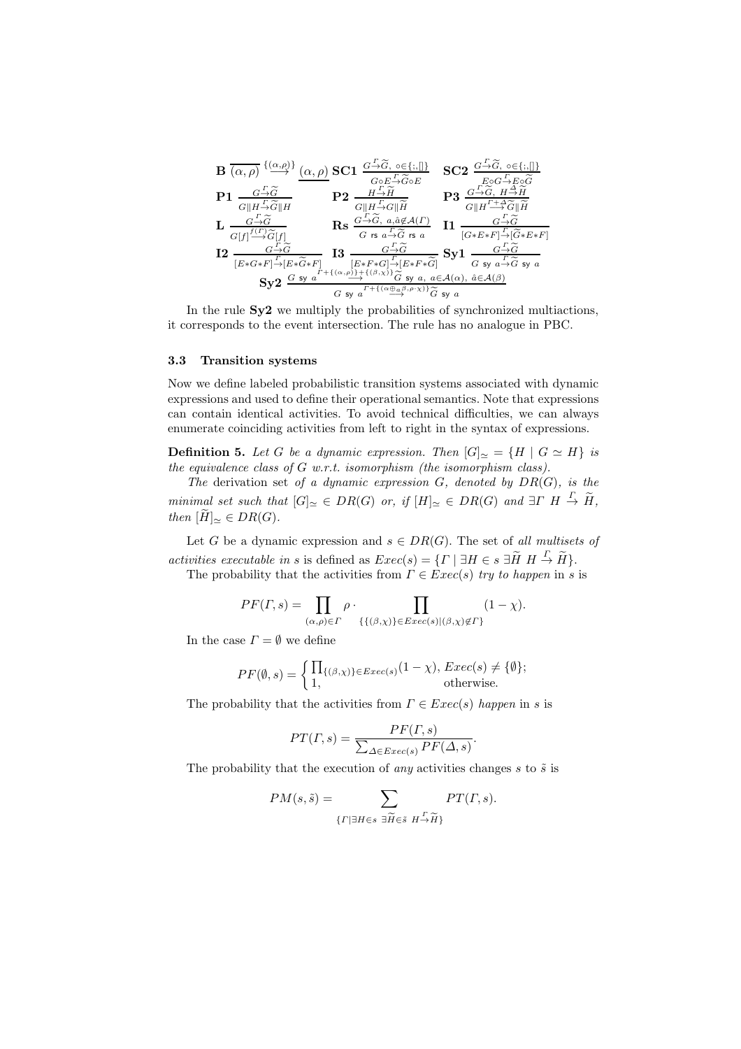$$\mathbf{B}\ \overline{(\alpha,\rho)} \stackrel{\{(\alpha,\rho)\}}{\longrightarrow} \underline{(\alpha,\rho)} \quad \mathbf{SC1}\ \frac{G \stackrel{\Gamma}{\to} \widetilde{G},\ \circ\in\{;,[]\}}{G\circ E \stackrel{\Gamma}{\to} \widetilde{G}\circ E} \quad \mathbf{SC2}\ \frac{G \stackrel{\Gamma}{\to} \widetilde{G},\ \circ\in\{;,[]\}}{E\circ G \stackrel{\Gamma}{\to} E\circ \widetilde{G}}$$

$$\mathbf{P1}\ \frac{G \stackrel{\Gamma}{\to} \widetilde{G}}{G\|H \stackrel{\Gamma}{\to} \widetilde{G}\|H} \quad \mathbf{P2}\ \frac{H \stackrel{\Gamma}{\to} \widetilde{H}}{G\|H \stackrel{\Gamma}{\to} G\|\widetilde{H}} \quad \mathbf{P3}\ \frac{G \stackrel{\Gamma}{\to} \widetilde{G},\ H \stackrel{\Delta}{\to} \widetilde{H}}{G\|H \stackrel{\Gamma+\Delta}{\longrightarrow} \widetilde{G}\|\widetilde{H}}$$

$$\mathbf{L}\ \frac{G \stackrel{\Gamma}{\to} \widetilde{G}}{G[f] \stackrel{f(\Gamma)}{\longrightarrow} \widetilde{G}[f]} \quad \mathbf{Rs}\ \frac{G \stackrel{\Gamma}{\to} \widetilde{G},\ a,\hat{a}\not\in\mathcal{A}(\Gamma)}{G \text{ rs } a \stackrel{\Gamma}{\to} \widetilde{G} \text{ rs } a} \quad \mathbf{I1}\ \frac{G \stackrel{\Gamma}{\to} \widetilde{G}}{[G*E*F] \stackrel{\Gamma}{\to} [\widetilde{G}*E*F]}$$

$$\mathbf{I2}\ \frac{G \stackrel{\Gamma}{\to} \widetilde{G}}{[E*G*F] \stackrel{\Gamma}{\to} [E*\widetilde{G}*F]} \quad \mathbf{I3}\ \frac{G \stackrel{\Gamma}{\to} \widetilde{G}}{[E*F*G] \stackrel{\Gamma}{\to} [E*F*\widetilde{G}]} \quad \mathbf{Sy1}\ \frac{G \stackrel{\Gamma}{\to} \widetilde{G}}{G \text{ sy } a \stackrel{\Gamma}{\to} \widetilde{G} \text{ sy } a}$$

$$\mathbf{Sy2}\ \frac{G \text{ sy } a \stackrel{\Gamma+\{(\alpha,\rho)\}+\{(\beta,\chi)\}}{\longrightarrow} \widetilde{G} \text{ sy } a,\ a\in\mathcal{A}(\alpha),\ \hat{a}\in\mathcal{A}(\beta)}{G \text{ sy } a \stackrel{\Gamma+\{(\alpha\oplus_a\beta,\rho\cdot\chi)\}}{\longrightarrow} \widetilde{G} \text{ sy } a}$$

In the rule **Sy2** we multiply the probabilities of synchronized multiactions, it corresponds to the event intersection. The rule has no analogue in PBC.

### 3.3 Transition systems

Now we define labeled probabilistic transition systems associated with dynamic expressions and used to define their operational semantics. Note that expressions can contain identical activities. To avoid technical difficulties, we can always enumerate coinciding activities from left to right in the syntax of expressions.

**Definition 5.** *Let $G$ be a dynamic expression. Then $[G]_\simeq = \{H \mid G \simeq H\}$ is the equivalence class of $G$ w.r.t. isomorphism (the isomorphism class).*

*The* derivation set *of a dynamic expression $G$, denoted by $DR(G)$, is the minimal set such that $[G]_\simeq \in DR(G)$ or, if $[H]_\simeq \in DR(G)$ and $\exists \Gamma\ H \stackrel{\Gamma}{\to} \widetilde{H}$, then $[\widetilde{H}]_\simeq \in DR(G)$.*

Let $G$ be a dynamic expression and $s \in DR(G)$. The set of *all multisets of activities executable in* $s$ is defined as $Exec(s) = \{\Gamma \mid \exists H \in s\ \exists \widetilde{H}\ H \stackrel{\Gamma}{\to} \widetilde{H}\}$.

The probability that the activities from $\Gamma \in Exec(s)$ *try to happen* in $s$ is

$$PF(\Gamma, s) = \prod_{(\alpha,\rho)\in\Gamma} \rho \cdot \prod_{\{\{(\beta,\chi)\}\in Exec(s) \mid (\beta,\chi)\not\in\Gamma\}} (1-\chi).$$

In the case $\Gamma = \emptyset$ we define

$$PF(\emptyset, s) = \begin{cases} \prod_{\{(\beta,\chi)\}\in Exec(s)} (1-\chi), & Exec(s) \neq \{\emptyset\}; \\ 1, & \text{otherwise.} \end{cases}$$

The probability that the activities from $\Gamma \in Exec(s)$ *happen* in $s$ is

$$PT(\Gamma, s) = \frac{PF(\Gamma, s)}{\sum_{\Delta\in Exec(s)} PF(\Delta, s)}.$$

The probability that the execution of *any* activities changes $s$ to $\tilde{s}$ is

$$PM(s, \tilde{s}) = \sum_{\{\Gamma \mid \exists H\in s\ \exists \widetilde{H}\in\tilde{s}\ H \stackrel{\Gamma}{\to} \widetilde{H}\}} PT(\Gamma, s).$$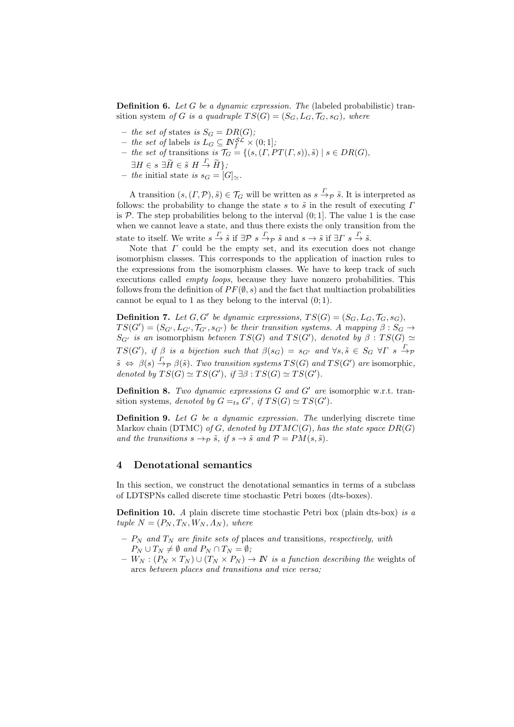**Definition 6.** *Let $G$ be a dynamic expression. The* (labeled probabilistic) transition system *of $G$ is a quadruple $TS(G) = (S_G, L_G, \mathcal{T}_G, s_G)$, where*

- *the set of* states *is $S_G = DR(G)$;*
- *the set of* labels *is $L_G \subseteq I\!N_f^{\mathcal{SL}} \times (0; 1]$;*
- *the set of* transitions *is $\mathcal{T}_G = \{(s, (\Gamma, PT(\Gamma, s)), \tilde{s}) \mid s \in DR(G),$ $\exists H \in s\ \exists \widetilde{H} \in \tilde{s}\ H \stackrel{\Gamma}{\rightarrow} \widetilde{H}\}$;*
- *the* initial state *is $s_G = [G]_{\simeq}$.*

A transition $(s, (\Gamma, \mathcal{P}), \tilde{s}) \in \mathcal{T}_G$ will be written as $s \stackrel{\Gamma}{\rightarrow}_{\mathcal{P}} \tilde{s}$. It is interpreted as follows: the probability to change the state $s$ to $\tilde{s}$ in the result of executing $\Gamma$ is $\mathcal{P}$. The step probabilities belong to the interval $(0; 1]$. The value 1 is the case when we cannot leave a state, and thus there exists the only transition from the state to itself. We write $s \stackrel{\Gamma}{\rightarrow} \tilde{s}$ if $\exists \mathcal{P}\ s \stackrel{\Gamma}{\rightarrow}_{\mathcal{P}} \tilde{s}$ and $s \rightarrow \tilde{s}$ if $\exists \Gamma\ s \stackrel{\Gamma}{\rightarrow} \tilde{s}$.

Note that $\Gamma$ could be the empty set, and its execution does not change isomorphism classes. This corresponds to the application of inaction rules to the expressions from the isomorphism classes. We have to keep track of such executions called *empty loops*, because they have nonzero probabilities. This follows from the definition of $PF(\emptyset, s)$ and the fact that multiaction probabilities cannot be equal to 1 as they belong to the interval $(0; 1)$.

**Definition 7.** *Let $G, G'$ be dynamic expressions, $TS(G) = (S_G, L_G, \mathcal{T}_G, s_G)$, $TS(G') = (S_{G'}, L_{G'}, \mathcal{T}_{G'}, s_{G'})$ be their transition systems. A mapping $\beta : S_G \rightarrow S_{G'}$ is an* isomorphism *between $TS(G)$ and $TS(G')$, denoted by $\beta : TS(G) \simeq TS(G')$, if $\beta$ is a bijection such that $\beta(s_G) = s_{G'}$ and $\forall s, \tilde{s} \in S_G\ \forall \Gamma\ s \stackrel{\Gamma}{\rightarrow}_{\mathcal{P}} \tilde{s} \Leftrightarrow \beta(s) \stackrel{\Gamma}{\rightarrow}_{\mathcal{P}} \beta(\tilde{s})$. Two transition systems $TS(G)$ and $TS(G')$ are* isomorphic, *denoted by $TS(G) \simeq TS(G')$, if $\exists \beta : TS(G) \simeq TS(G')$.*

**Definition 8.** *Two dynamic expressions $G$ and $G'$ are* isomorphic w.r.t. transition systems, *denoted by $G =_{ts} G'$, if $TS(G) \simeq TS(G')$.*

**Definition 9.** *Let $G$ be a dynamic expression. The* underlying discrete time Markov chain (DTMC) *of $G$, denoted by $DTMC(G)$, has the state space $DR(G)$ and the transitions $s \rightarrow_{\mathcal{P}} \tilde{s}$, if $s \rightarrow \tilde{s}$ and $\mathcal{P} = PM(s, \tilde{s})$.*

## 4 Denotational semantics

In this section, we construct the denotational semantics in terms of a subclass of LDTSPNs called discrete time stochastic Petri boxes (dts-boxes).

**Definition 10.** *A* plain discrete time stochastic Petri box (plain dts-box) *is a tuple $N = (P_N, T_N, W_N, \Lambda_N)$, where*

- *$P_N$ and $T_N$ are finite sets of* places *and* transitions, *respectively, with $P_N \cup T_N \neq \emptyset$ and $P_N \cap T_N = \emptyset$;*
- *$W_N : (P_N \times T_N) \cup (T_N \times P_N) \rightarrow I\!N$ is a function describing the* weights of arcs *between places and transitions and vice versa;*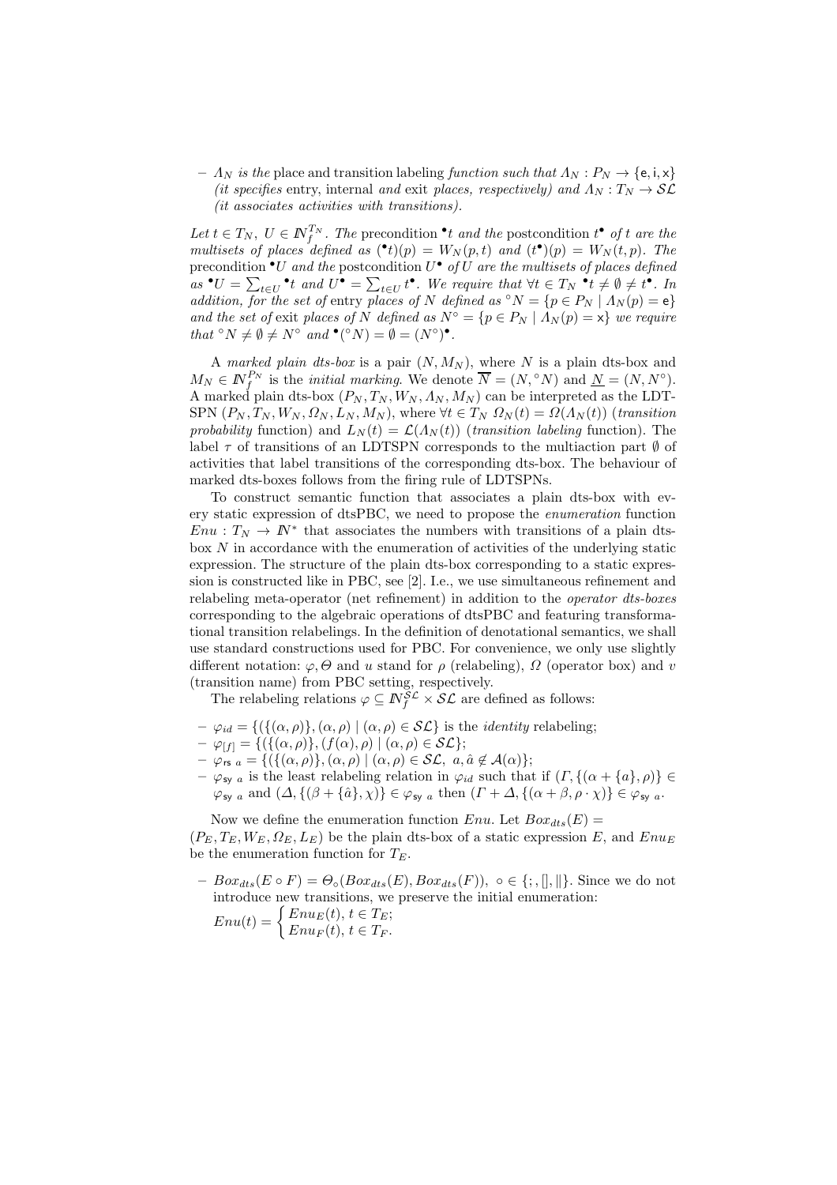– $\Lambda_N$ *is the* place and transition labeling *function such that* $\Lambda_N : P_N \to \{\mathsf{e}, \mathsf{i}, \mathsf{x}\}$ *(it specifies* entry, internal *and* exit *places, respectively) and* $\Lambda_N : T_N \to \mathcal{SL}$ *(it associates activities with transitions).*

*Let* $t \in T_N$, $U \in I\!N_f^{T_N}$. *The* precondition ${}^\bullet t$ *and the* postcondition $t^\bullet$ *of* $t$ *are the multisets of places defined as* $({}^\bullet t)(p) = W_N(p, t)$ *and* $(t^\bullet)(p) = W_N(t, p)$. *The* precondition ${}^\bullet U$ *and the* postcondition $U^\bullet$ *of* $U$ *are the multisets of places defined as* ${}^\bullet U = \sum_{t \in U} {}^\bullet t$ *and* $U^\bullet = \sum_{t \in U} t^\bullet$. *We require that* $\forall t \in T_N\ {}^\bullet t \neq \emptyset \neq t^\bullet$. *In addition, for the set of* entry *places of* $N$ *defined as* ${}^\circ N = \{p \in P_N \mid \Lambda_N(p) = \mathsf{e}\}$ *and the set of* exit *places of* $N$ *defined as* $N^\circ = \{p \in P_N \mid \Lambda_N(p) = \mathsf{x}\}$ *we require that* ${}^\circ N \neq \emptyset \neq N^\circ$ *and* ${}^\bullet({}^\circ N) = \emptyset = (N^\circ)^\bullet$.

A *marked plain dts-box* is a pair $(N, M_N)$, where $N$ is a plain dts-box and $M_N \in I\!N_f^{P_N}$ is the *initial marking*. We denote $\overline{N} = (N, {}^\circ N)$ and $\underline{N} = (N, N^\circ)$. A marked plain dts-box $(P_N, T_N, W_N, \Lambda_N, M_N)$ can be interpreted as the LDTSPN $(P_N, T_N, W_N, \Omega_N, L_N, M_N)$, where $\forall t \in T_N\ \Omega_N(t) = \Omega(\Lambda_N(t))$ (*transition probability* function) and $L_N(t) = \mathcal{L}(\Lambda_N(t))$ (*transition labeling* function). The label $\tau$ of transitions of an LDTSPN corresponds to the multiaction part $\emptyset$ of activities that label transitions of the corresponding dts-box. The behaviour of marked dts-boxes follows from the firing rule of LDTSPNs.

To construct semantic function that associates a plain dts-box with every static expression of dtsPBC, we need to propose the *enumeration* function $Enu : T_N \to I\!N^*$ that associates the numbers with transitions of a plain dts-box $N$ in accordance with the enumeration of activities of the underlying static expression. The structure of the plain dts-box corresponding to a static expression is constructed like in PBC, see [2]. I.e., we use simultaneous refinement and relabeling meta-operator (net refinement) in addition to the *operator dts-boxes* corresponding to the algebraic operations of dtsPBC and featuring transformational transition relabelings. In the definition of denotational semantics, we shall use standard constructions used for PBC. For convenience, we only use slightly different notation: $\varphi, \Theta$ and $u$ stand for $\rho$ (relabeling), $\Omega$ (operator box) and $v$ (transition name) from PBC setting, respectively.

The relabeling relations $\varphi \subseteq I\!N_f^{\mathcal{SL}} \times \mathcal{SL}$ are defined as follows:

- $\varphi_{id} = \{(\{(\alpha, \rho)\}, (\alpha, \rho) \mid (\alpha, \rho) \in \mathcal{SL}\}$ is the *identity* relabeling;
- $\varphi_{[f]} = \{(\{(\alpha, \rho)\}, (f(\alpha), \rho) \mid (\alpha, \rho) \in \mathcal{SL}\}$;
- $\varphi_{\mathsf{rs}\ a} = \{(\{(\alpha, \rho)\}, (\alpha, \rho) \mid (\alpha, \rho) \in \mathcal{SL},\ a, \hat{a} \notin \mathcal{A}(\alpha)\}$;
- $\varphi_{\mathsf{sy}\ a}$ is the least relabeling relation in $\varphi_{id}$ such that if $(\Gamma, \{(\alpha + \{a\}, \rho)\} \in \varphi_{\mathsf{sy}\ a}$ and $(\Delta, \{(\beta + \{\hat{a}\}, \chi)\} \in \varphi_{\mathsf{sy}\ a}$ then $(\Gamma + \Delta, \{(\alpha + \beta, \rho \cdot \chi)\} \in \varphi_{\mathsf{sy}\ a}$.

Now we define the enumeration function $Enu$. Let $Box_{dts}(E) = (P_E, T_E, W_E, \Omega_E, L_E)$ be the plain dts-box of a static expression $E$, and $Enu_E$ be the enumeration function for $T_E$.

- $Box_{dts}(E \circ F) = \Theta_\circ(Box_{dts}(E), Box_{dts}(F)),\ \circ \in \{;, [], \|\}$. Since we do not introduce new transitions, we preserve the initial enumeration:

$$Enu(t) = \begin{cases} Enu_E(t), & t \in T_E; \\ Enu_F(t), & t \in T_F. \end{cases}$$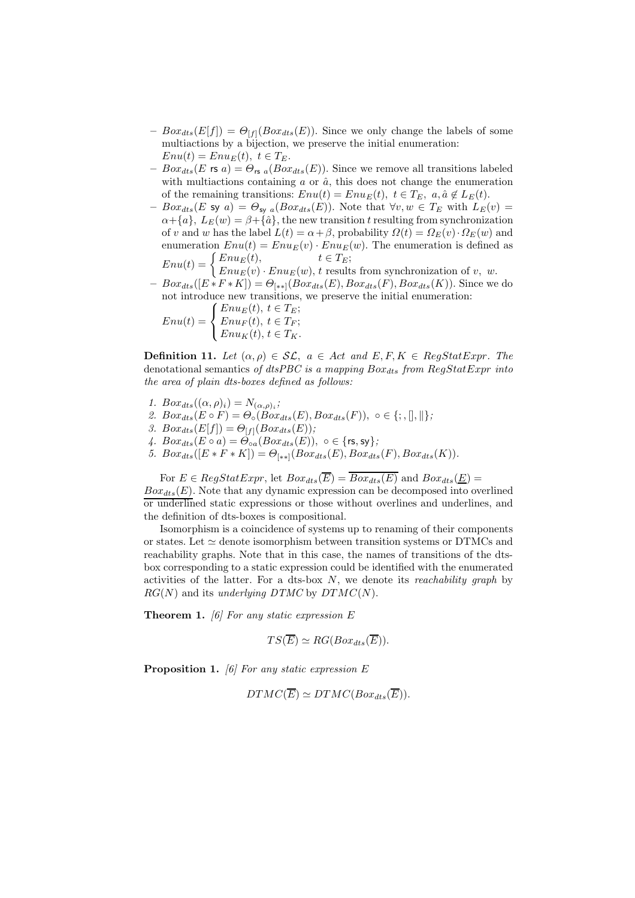- $Box_{dts}(E[f]) = \Theta_{[f]}(Box_{dts}(E))$. Since we only change the labels of some multiactions by a bijection, we preserve the initial enumeration: $Enu(t) = Enu_E(t),\ t \in T_E$.
- $Box_{dts}(E \text{ rs } a) = \Theta_{\text{rs } a}(Box_{dts}(E))$. Since we remove all transitions labeled with multiactions containing $a$ or $\hat{a}$, this does not change the enumeration of the remaining transitions: $Enu(t) = Enu_E(t),\ t \in T_E,\ a, \hat{a} \notin L_E(t)$.
- $Box_{dts}(E \text{ sy } a) = \Theta_{\text{sy } a}(Box_{dts}(E))$. Note that $\forall v, w \in T_E$ with $L_E(v) = \alpha + \{a\},\ L_E(w) = \beta + \{\hat{a}\}$, the new transition $t$ resulting from synchronization of $v$ and $w$ has the label $L(t) = \alpha + \beta$, probability $\Omega(t) = \Omega_E(v) \cdot \Omega_E(w)$ and enumeration $Enu(t) = Enu_E(v) \cdot Enu_E(w)$. The enumeration is defined as $Enu(t) = \begin{cases} Enu_E(t), & t \in T_E; \\ Enu_E(v) \cdot Enu_E(w), & t \text{ results from synchronization of } v,\ w. \end{cases}$
- $Box_{dts}([E * F * K]) = \Theta_{[**]}(Box_{dts}(E), Box_{dts}(F), Box_{dts}(K))$. Since we do not introduce new transitions, we preserve the initial enumeration:
$Enu(t) = \begin{cases} Enu_E(t),\ t \in T_E; \\ Enu_F(t),\ t \in T_F; \\ Enu_K(t),\ t \in T_K. \end{cases}$

**Definition 11.** *Let $(\alpha, \rho) \in \mathcal{SL},\ a \in Act$ and $E, F, K \in RegStatExpr$. The* denotational semantics *of dtsPBC is a mapping $Box_{dts}$ from $RegStatExpr$ into the area of plain dts-boxes defined as follows:*

1. $Box_{dts}((\alpha, \rho)_\iota) = N_{(\alpha,\rho)_\iota}$;
2. $Box_{dts}(E \circ F) = \Theta_\circ(Box_{dts}(E), Box_{dts}(F)),\ \circ \in \{;, [], \|\}$;
3. $Box_{dts}(E[f]) = \Theta_{[f]}(Box_{dts}(E))$;
4. $Box_{dts}(E \circ a) = \Theta_{\circ a}(Box_{dts}(E)),\ \circ \in \{\text{rs}, \text{sy}\}$;
5. $Box_{dts}([E * F * K]) = \Theta_{[**]}(Box_{dts}(E), Box_{dts}(F), Box_{dts}(K))$.

For $E \in RegStatExpr$, let $Box_{dts}(\overline{E}) = \overline{Box_{dts}(E)}$ and $Box_{dts}(\underline{E}) = \underline{Box_{dts}(E)}$. Note that any dynamic expression can be decomposed into overlined or underlined static expressions or those without overlines and underlines, and the definition of dts-boxes is compositional.

Isomorphism is a coincidence of systems up to renaming of their components or states. Let $\simeq$ denote isomorphism between transition systems or DTMCs and reachability graphs. Note that in this case, the names of transitions of the dts-box corresponding to a static expression could be identified with the enumerated activities of the latter. For a dts-box $N$, we denote its *reachability graph* by $RG(N)$ and its *underlying DTMC* by $DTMC(N)$.

**Theorem 1.** *[6] For any static expression $E$*

$$TS(\overline{E}) \simeq RG(Box_{dts}(\overline{E})).$$

**Proposition 1.** *[6] For any static expression $E$*

$$DTMC(\overline{E}) \simeq DTMC(Box_{dts}(\overline{E})).$$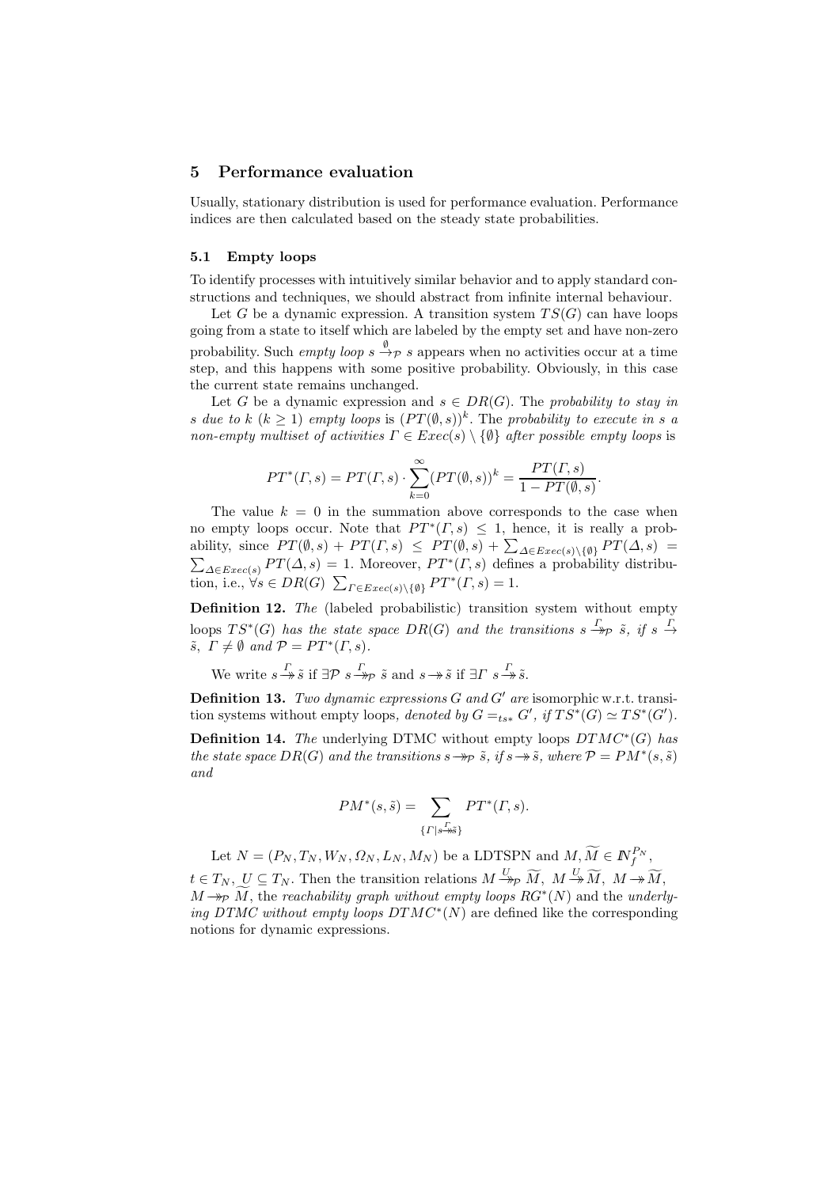## 5 Performance evaluation

Usually, stationary distribution is used for performance evaluation. Performance indices are then calculated based on the steady state probabilities.

### 5.1 Empty loops

To identify processes with intuitively similar behavior and to apply standard constructions and techniques, we should abstract from infinite internal behaviour.

Let $G$ be a dynamic expression. A transition system $TS(G)$ can have loops going from a state to itself which are labeled by the empty set and have non-zero probability. Such *empty loop* $s \stackrel{\emptyset}{\rightarrow}_{\mathcal{P}} s$ appears when no activities occur at a time step, and this happens with some positive probability. Obviously, in this case the current state remains unchanged.

Let $G$ be a dynamic expression and $s \in DR(G)$. The *probability to stay in* $s$ *due to* $k$ $(k \geq 1)$ *empty loops* is $(PT(\emptyset, s))^k$. The *probability to execute in* $s$ *a non-empty multiset of activities* $\Gamma \in Exec(s) \setminus \{\emptyset\}$ *after possible empty loops* is

$$PT^*(\Gamma, s) = PT(\Gamma, s) \cdot \sum_{k=0}^{\infty} (PT(\emptyset, s))^k = \frac{PT(\Gamma, s)}{1 - PT(\emptyset, s)}.$$

The value $k = 0$ in the summation above corresponds to the case when no empty loops occur. Note that $PT^*(\Gamma, s) \leq 1$, hence, it is really a probability, since $PT(\emptyset, s) + PT(\Gamma, s) \leq PT(\emptyset, s) + \sum_{\Delta \in Exec(s) \setminus \{\emptyset\}} PT(\Delta, s) = \sum_{\Delta \in Exec(s)} PT(\Delta, s) = 1$. Moreover, $PT^*(\Gamma, s)$ defines a probability distribution, i.e., $\forall s \in DR(G)\ \sum_{\Gamma \in Exec(s) \setminus \{\emptyset\}} PT^*(\Gamma, s) = 1$.

**Definition 12.** *The* (labeled probabilistic) transition system without empty loops $TS^*(G)$ *has the state space* $DR(G)$ *and the transitions* $s \stackrel{\Gamma}{\twoheadrightarrow}_{\mathcal{P}} \tilde{s}$, *if* $s \stackrel{\Gamma}{\rightarrow} \tilde{s}$, $\Gamma \neq \emptyset$ *and* $\mathcal{P} = PT^*(\Gamma, s)$.

We write $s \stackrel{\Gamma}{\twoheadrightarrow} \tilde{s}$ if $\exists \mathcal{P}\ s \stackrel{\Gamma}{\twoheadrightarrow}_{\mathcal{P}} \tilde{s}$ and $s \twoheadrightarrow \tilde{s}$ if $\exists \Gamma\ s \stackrel{\Gamma}{\twoheadrightarrow} \tilde{s}$.

**Definition 13.** *Two dynamic expressions* $G$ *and* $G'$ *are* isomorphic w.r.t. transition systems without empty loops, *denoted by* $G =_{ts*} G'$, *if* $TS^*(G) \simeq TS^*(G')$.

**Definition 14.** *The* underlying DTMC without empty loops $DTMC^*(G)$ *has the state space* $DR(G)$ *and the transitions* $s \twoheadrightarrow_{\mathcal{P}} \tilde{s}$, *if* $s \twoheadrightarrow \tilde{s}$, *where* $\mathcal{P} = PM^*(s, \tilde{s})$ *and*

$$PM^*(s, \tilde{s}) = \sum_{\{\Gamma \mid s \stackrel{\Gamma}{\twoheadrightarrow} \tilde{s}\}} PT^*(\Gamma, s).$$

Let $N = (P_N, T_N, W_N, \Omega_N, L_N, M_N)$ be a LDTSPN and $M, \widetilde{M} \in I\!N_f^{P_N}$, $t \in T_N$, $U \subseteq T_N$. Then the transition relations $M \stackrel{U}{\twoheadrightarrow}_{\mathcal{P}} \widetilde{M}$, $M \stackrel{U}{\twoheadrightarrow} \widetilde{M}$, $M \twoheadrightarrow \widetilde{M}$, $M \twoheadrightarrow_{\mathcal{P}} \widetilde{M}$, the *reachability graph without empty loops* $RG^*(N)$ and the *underlying DTMC without empty loops* $DTMC^*(N)$ are defined like the corresponding notions for dynamic expressions.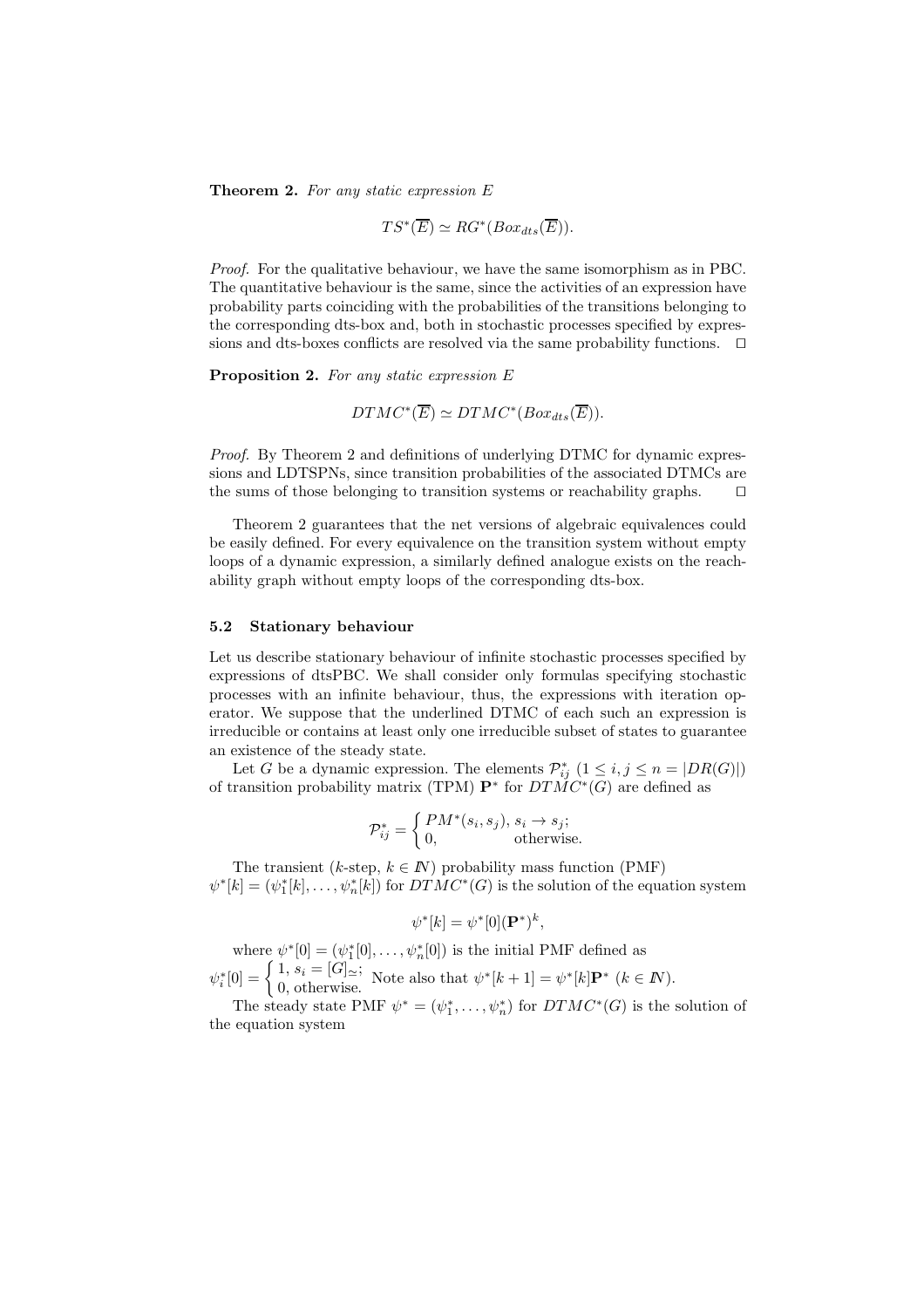**Theorem 2.** *For any static expression $E$*

$$TS^*(\overline{E}) \simeq RG^*(Box_{dts}(\overline{E})).$$

*Proof.* For the qualitative behaviour, we have the same isomorphism as in PBC. The quantitative behaviour is the same, since the activities of an expression have probability parts coinciding with the probabilities of the transitions belonging to the corresponding dts-box and, both in stochastic processes specified by expressions and dts-boxes conflicts are resolved via the same probability functions. □

**Proposition 2.** *For any static expression $E$*

$$DTMC^*(\overline{E}) \simeq DTMC^*(Box_{dts}(\overline{E})).$$

*Proof.* By Theorem 2 and definitions of underlying DTMC for dynamic expressions and LDTSPNs, since transition probabilities of the associated DTMCs are the sums of those belonging to transition systems or reachability graphs. □

Theorem 2 guarantees that the net versions of algebraic equivalences could be easily defined. For every equivalence on the transition system without empty loops of a dynamic expression, a similarly defined analogue exists on the reachability graph without empty loops of the corresponding dts-box.

### 5.2 Stationary behaviour

Let us describe stationary behaviour of infinite stochastic processes specified by expressions of dtsPBC. We shall consider only formulas specifying stochastic processes with an infinite behaviour, thus, the expressions with iteration operator. We suppose that the underlined DTMC of each such an expression is irreducible or contains at least only one irreducible subset of states to guarantee an existence of the steady state.

Let $G$ be a dynamic expression. The elements $\mathcal{P}^*_{ij}$ $(1 \le i, j \le n = |DR(G)|)$ of transition probability matrix (TPM) $\mathbf{P}^*$ for $DTMC^*(G)$ are defined as

$$\mathcal{P}^*_{ij} = \begin{cases} PM^*(s_i, s_j), & s_i \to s_j; \\ 0, & \text{otherwise.} \end{cases}$$

The transient ($k$-step, $k \in I\!N$) probability mass function (PMF) $\psi^*[k] = (\psi^*_1[k], \ldots, \psi^*_n[k])$ for $DTMC^*(G)$ is the solution of the equation system

$$\psi^*[k] = \psi^*[0](\mathbf{P}^*)^k,$$

where $\psi^*[0] = (\psi^*_1[0], \ldots, \psi^*_n[0])$ is the initial PMF defined as $\psi^*_i[0] = \begin{cases} 1, & s_i = [G]_\simeq; \\ 0, & \text{otherwise.} \end{cases}$ Note also that $\psi^*[k+1] = \psi^*[k]\mathbf{P}^*$ $(k \in I\!N)$.

The steady state PMF $\psi^* = (\psi^*_1, \ldots, \psi^*_n)$ for $DTMC^*(G)$ is the solution of the equation system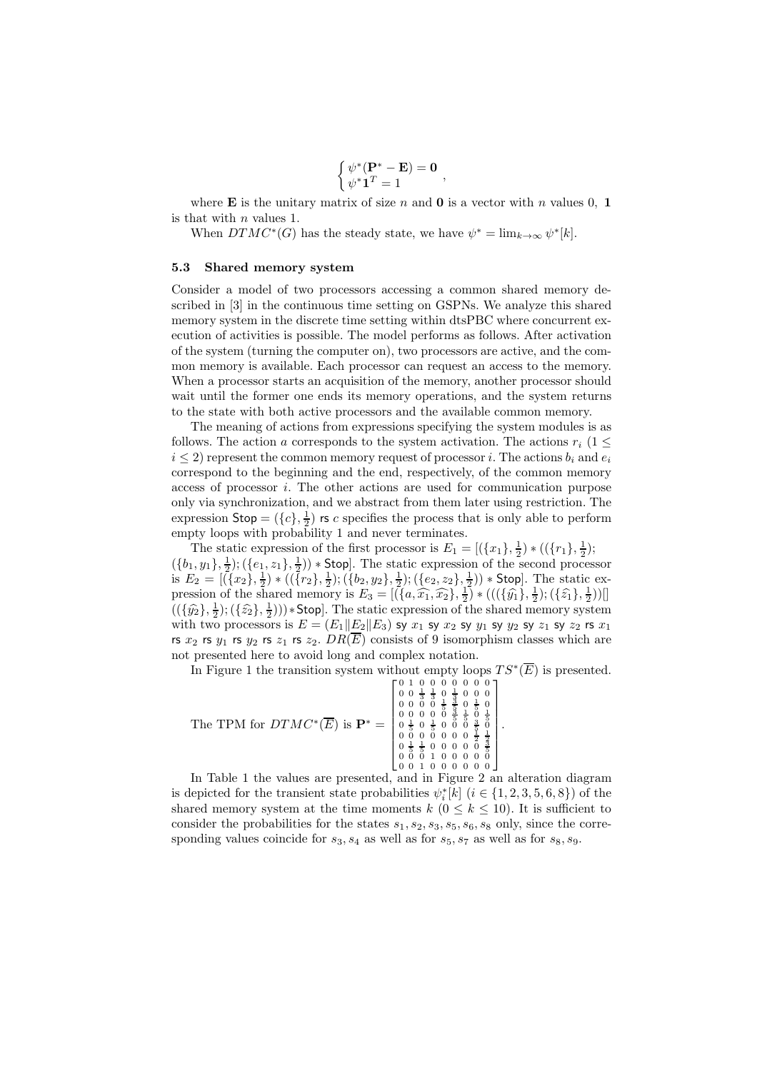$$\begin{cases} \psi^*(\mathbf{P}^* - \mathbf{E}) = \mathbf{0} \\ \psi^* \mathbf{1}^T = 1 \end{cases},$$

where $\mathbf{E}$ is the unitary matrix of size $n$ and $\mathbf{0}$ is a vector with $n$ values 0, $\mathbf{1}$ is that with $n$ values 1.

When $DTMC^*(G)$ has the steady state, we have $\psi^* = \lim_{k\to\infty} \psi^*[k]$.

### 5.3 Shared memory system

Consider a model of two processors accessing a common shared memory described in [3] in the continuous time setting on GSPNs. We analyze this shared memory system in the discrete time setting within dtsPBC where concurrent execution of activities is possible. The model performs as follows. After activation of the system (turning the computer on), two processors are active, and the common memory is available. Each processor can request an access to the memory. When a processor starts an acquisition of the memory, another processor should wait until the former one ends its memory operations, and the system returns to the state with both active processors and the available common memory.

The meaning of actions from expressions specifying the system modules is as follows. The action $a$ corresponds to the system activation. The actions $r_i$ $(1 \le i \le 2)$ represent the common memory request of processor $i$. The actions $b_i$ and $e_i$ correspond to the beginning and the end, respectively, of the common memory access of processor $i$. The other actions are used for communication purpose only via synchronization, and we abstract from them later using restriction. The expression $\mathsf{Stop} = (\{c\}, \frac{1}{2})$ $\mathsf{rs}$ $c$ specifies the process that is only able to perform empty loops with probability 1 and never terminates.

The static expression of the first processor is $E_1 = [(\{x_1\}, \frac{1}{2}) * ((\{r_1\}, \frac{1}{2}); (\{b_1, y_1\}, \frac{1}{2}); (\{e_1, z_1\}, \frac{1}{2})) * \mathsf{Stop}]$. The static expression of the second processor is $E_2 = [(\{x_2\}, \frac{1}{2}) * ((\{r_2\}, \frac{1}{2}); (\{b_2, y_2\}, \frac{1}{2}); (\{e_2, z_2\}, \frac{1}{2})) * \mathsf{Stop}]$. The static expression of the shared memory is $E_3 = [(\{a, \widehat{x_1}, \widehat{x_2}\}, \frac{1}{2}) * (((\{\widehat{y_1}\}, \frac{1}{2}); (\{\widehat{z_1}\}, \frac{1}{2}))[] ((\{\widehat{y_2}\}, \frac{1}{2}); (\{\widehat{z_2}\}, \frac{1}{2}))) * \mathsf{Stop}]$. The static expression of the shared memory system with two processors is $E = (E_1 \| E_2 \| E_3)$ $\mathsf{sy}$ $x_1$ $\mathsf{sy}$ $x_2$ $\mathsf{sy}$ $y_1$ $\mathsf{sy}$ $y_2$ $\mathsf{sy}$ $z_1$ $\mathsf{sy}$ $z_2$ $\mathsf{rs}$ $x_1$ $\mathsf{rs}$ $x_2$ $\mathsf{rs}$ $y_1$ $\mathsf{rs}$ $y_2$ $\mathsf{rs}$ $z_1$ $\mathsf{rs}$ $z_2$. $DR(\overline{E})$ consists of 9 isomorphism classes which are not presented here to avoid long and complex notation.

In Figure 1 the transition system without empty loops $TS^*(\overline{E})$ is presented.

The TPM for $DTMC^*(\overline{E})$ is
$$\mathbf{P}^* = \begin{bmatrix} 0 & 1 & 0 & 0 & 0 & 0 & 0 & 0 & 0 \\ 0 & 0 & \frac{1}{3} & \frac{1}{3} & 0 & \frac{1}{3} & 0 & 0 & 0 \\ 0 & 0 & 0 & 0 & \frac{1}{5} & \frac{3}{5} & 0 & \frac{1}{5} & 0 \\ 0 & 0 & 0 & 0 & 0 & \frac{3}{5} & \frac{1}{5} & 0 & \frac{1}{5} \\ 0 & \frac{1}{5} & 0 & \frac{1}{5} & 0 & 0 & 0 & \frac{3}{5} & 0 \\ 0 & 0 & 0 & 0 & 0 & 0 & 0 & \frac{1}{2} & \frac{1}{2} \\ 0 & \frac{1}{5} & \frac{1}{5} & 0 & 0 & 0 & 0 & 0 & \frac{3}{5} \\ 0 & 0 & 0 & 1 & 0 & 0 & 0 & 0 & 0 \\ 0 & 0 & 1 & 0 & 0 & 0 & 0 & 0 & 0 \end{bmatrix}.$$

In Table 1 the values are presented, and in Figure 2 an alteration diagram is depicted for the transient state probabilities $\psi^*_i[k]$ $(i \in \{1, 2, 3, 5, 6, 8\})$ of the shared memory system at the time moments $k$ $(0 \le k \le 10)$. It is sufficient to consider the probabilities for the states $s_1, s_2, s_3, s_5, s_6, s_8$ only, since the corresponding values coincide for $s_3, s_4$ as well as for $s_5, s_7$ as well as for $s_8, s_9$.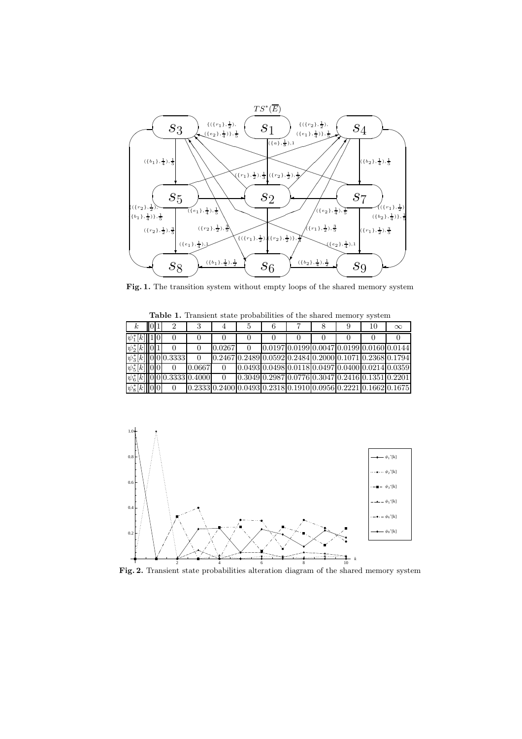**Fig. 1.** The transition system without empty loops of the shared memory system

**Table 1.** Transient state probabilities of the shared memory system

| $k$ | 0 | 1 | 2 | 3 | 4 | 5 | 6 | 7 | 8 | 9 | 10 | $\infty$ |
|---|---|---|---|---|---|---|---|---|---|---|---|---|
| $\psi_1^*[k]$ | 1 | 0 | 0 | 0 | 0 | 0 | 0 | 0 | 0 | 0 | 0 | 0 |
| $\psi_2^*[k]$ | 0 | 1 | 0 | 0 | 0.0267 | 0 | 0.0197 | 0.0199 | 0.0047 | 0.0199 | 0.0160 | 0.0144 |
| $\psi_3^*[k]$ | 0 | 0 | 0.3333 | 0 | 0.2467 | 0.2489 | 0.0592 | 0.2484 | 0.2000 | 0.1071 | 0.2368 | 0.1794 |
| $\psi_5^*[k]$ | 0 | 0 | 0 | 0.0667 | 0 | 0.0493 | 0.0498 | 0.0118 | 0.0497 | 0.0400 | 0.0214 | 0.0359 |
| $\psi_6^*[k]$ | 0 | 0 | 0.3333 | 0.4000 | 0 | 0.3049 | 0.2987 | 0.0776 | 0.3047 | 0.2416 | 0.1351 | 0.2201 |
| $\psi_8^*[k]$ | 0 | 0 | 0 | 0.2333 | 0.2400 | 0.0493 | 0.2318 | 0.1910 | 0.0956 | 0.2221 | 0.1662 | 0.1675 |

**Fig. 2.** Transient state probabilities alteration diagram of the shared memory system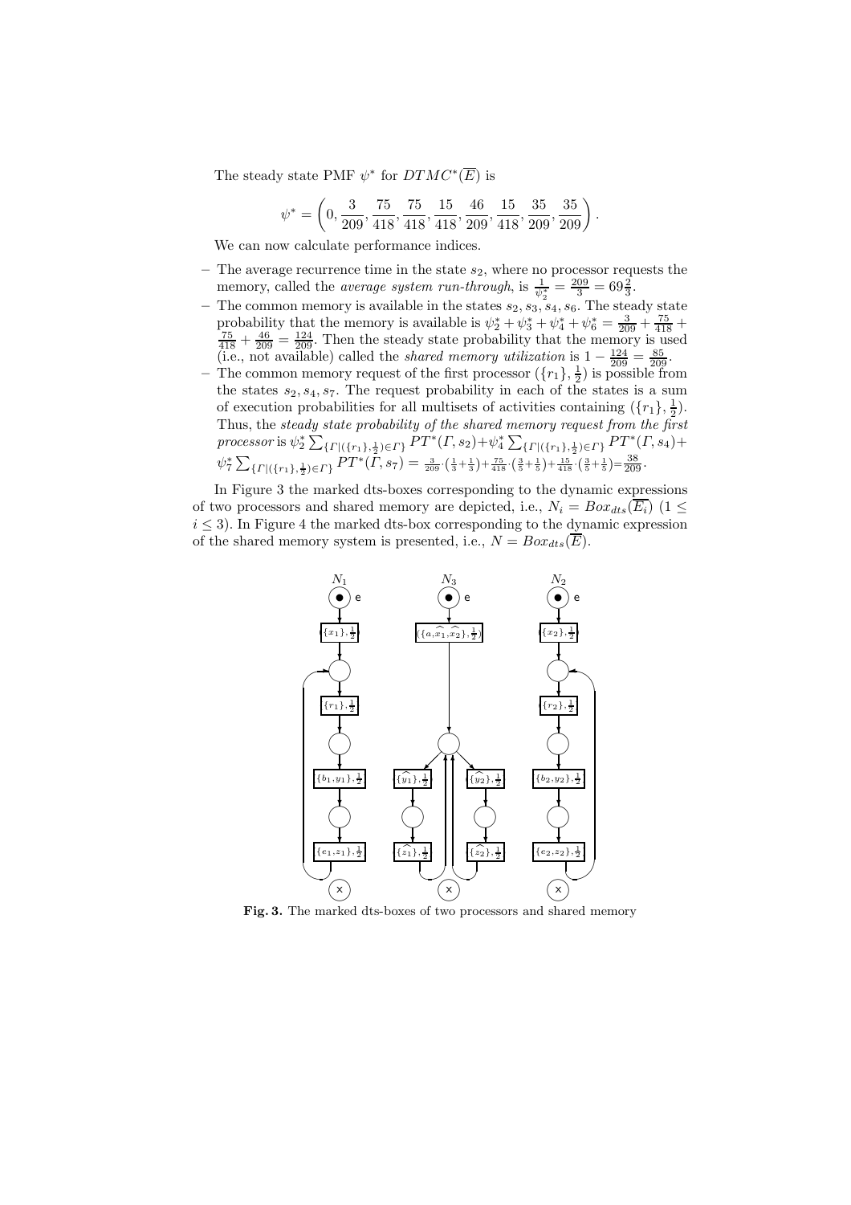The steady state PMF $\psi^*$ for $DTMC^*(\overline{E})$ is

$$\psi^* = \left(0, \frac{3}{209}, \frac{75}{418}, \frac{75}{418}, \frac{15}{418}, \frac{46}{209}, \frac{15}{418}, \frac{35}{209}, \frac{35}{209}\right).$$

We can now calculate performance indices.

- The average recurrence time in the state $s_2$, where no processor requests the memory, called the *average system run-through*, is $\frac{1}{\psi_2^*} = \frac{209}{3} = 69\frac{2}{3}$.
- The common memory is available in the states $s_2, s_3, s_4, s_6$. The steady state probability that the memory is available is $\psi_2^* + \psi_3^* + \psi_4^* + \psi_6^* = \frac{3}{209} + \frac{75}{418} + \frac{75}{418} + \frac{46}{209} = \frac{124}{209}$. Then the steady state probability that the memory is used (i.e., not available) called the *shared memory utilization* is $1 - \frac{124}{209} = \frac{85}{209}$.
- The common memory request of the first processor $(\{r_1\}, \frac{1}{2})$ is possible from the states $s_2, s_4, s_7$. The request probability in each of the states is a sum of execution probabilities for all multisets of activities containing $(\{r_1\}, \frac{1}{2})$. Thus, the *steady state probability of the shared memory request from the first processor* is $\psi_2^* \sum_{\{\Gamma \mid (\{r_1\}, \frac{1}{2}) \in \Gamma\}} PT^*(\Gamma, s_2) + \psi_4^* \sum_{\{\Gamma \mid (\{r_1\}, \frac{1}{2}) \in \Gamma\}} PT^*(\Gamma, s_4) + \psi_7^* \sum_{\{\Gamma \mid (\{r_1\}, \frac{1}{2}) \in \Gamma\}} PT^*(\Gamma, s_7) = \frac{3}{209} \cdot \left(\frac{1}{3} + \frac{1}{3}\right) + \frac{75}{418} \cdot \left(\frac{3}{5} + \frac{1}{5}\right) + \frac{15}{418} \cdot \left(\frac{3}{5} + \frac{1}{5}\right) = \frac{38}{209}$.

In Figure 3 the marked dts-boxes corresponding to the dynamic expressions of two processors and shared memory are depicted, i.e., $N_i = Box_{dts}(\overline{E_i})$ $(1 \leq i \leq 3)$. In Figure 4 the marked dts-box corresponding to the dynamic expression of the shared memory system is presented, i.e., $N = Box_{dts}(\overline{E})$.

**Fig. 3.** The marked dts-boxes of two processors and shared memory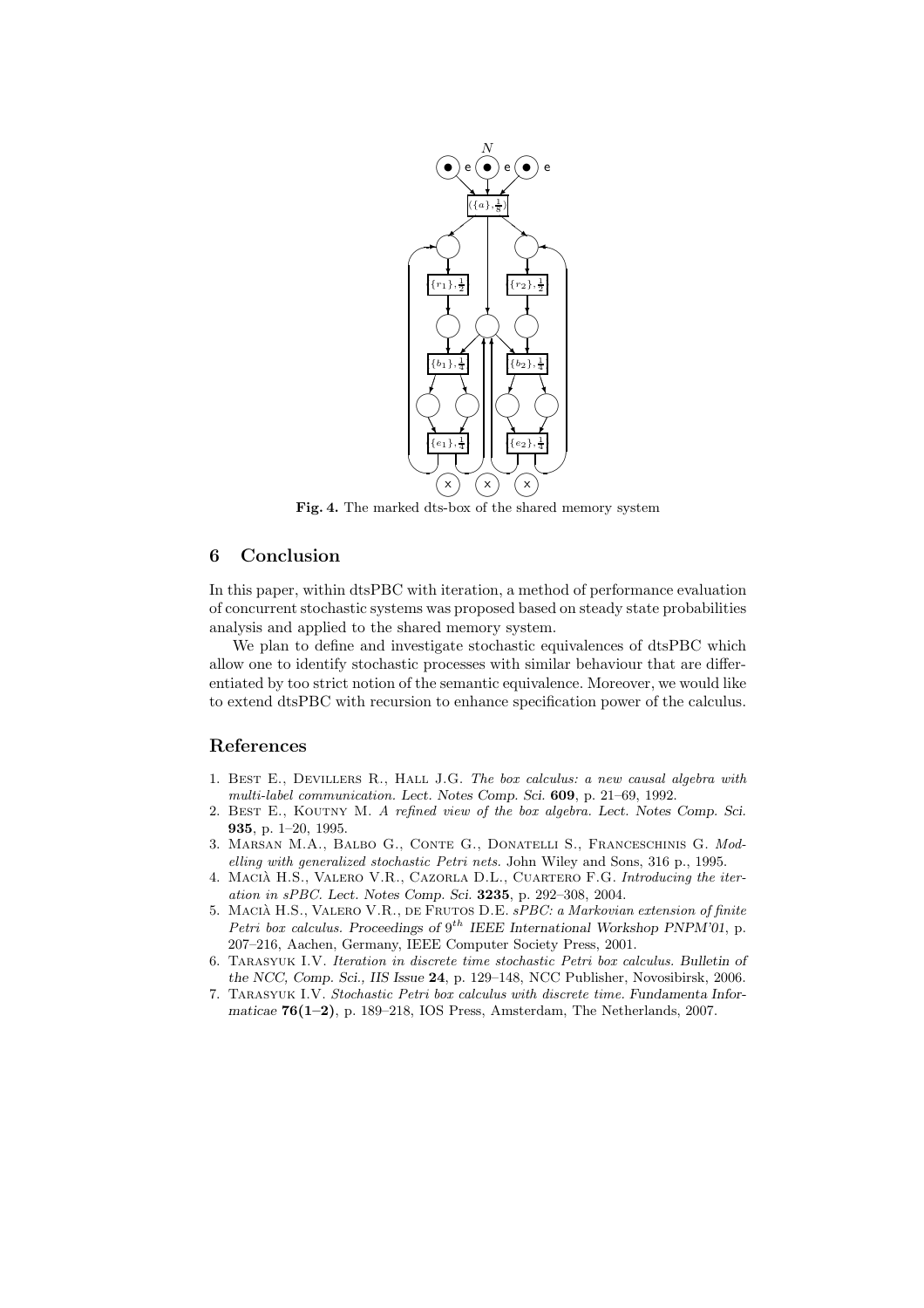N

e e e

$(\{a\}, \frac{1}{8})$

$\{r_1\}, \frac{1}{2}$

$\{r_2\}, \frac{1}{2}$

$\{b_1\}, \frac{1}{4}$

$\{b_2\}, \frac{1}{4}$

$\{e_1\}, \frac{1}{4}$

$\{e_2\}, \frac{1}{4}$

x x x

**Fig. 4.** The marked dts-box of the shared memory system

## 6 Conclusion

In this paper, within dtsPBC with iteration, a method of performance evaluation of concurrent stochastic systems was proposed based on steady state probabilities analysis and applied to the shared memory system.

We plan to define and investigate stochastic equivalences of dtsPBC which allow one to identify stochastic processes with similar behaviour that are differentiated by too strict notion of the semantic equivalence. Moreover, we would like to extend dtsPBC with recursion to enhance specification power of the calculus.

## References

1. Best E., Devillers R., Hall J.G. *The box calculus: a new causal algebra with multi-label communication.* Lect. Notes Comp. Sci. **609**, p. 21–69, 1992.
2. Best E., Koutny M. *A refined view of the box algebra.* Lect. Notes Comp. Sci. **935**, p. 1–20, 1995.
3. Marsan M.A., Balbo G., Conte G., Donatelli S., Franceschinis G. *Modelling with generalized stochastic Petri nets.* John Wiley and Sons, 316 p., 1995.
4. Macià H.S., Valero V.R., Cazorla D.L., Cuartero F.G. *Introducing the iteration in sPBC.* Lect. Notes Comp. Sci. **3235**, p. 292–308, 2004.
5. Macià H.S., Valero V.R., de Frutos D.E. *sPBC: a Markovian extension of finite Petri box calculus.* Proceedings of $9^{th}$ IEEE International Workshop PNPM'01, p. 207–216, Aachen, Germany, IEEE Computer Society Press, 2001.
6. Tarasyuk I.V. *Iteration in discrete time stochastic Petri box calculus.* Bulletin of the NCC, Comp. Sci., IIS Issue **24**, p. 129–148, NCC Publisher, Novosibirsk, 2006.
7. Tarasyuk I.V. *Stochastic Petri box calculus with discrete time.* Fundamenta Informaticae **76(1–2)**, p. 189–218, IOS Press, Amsterdam, The Netherlands, 2007.